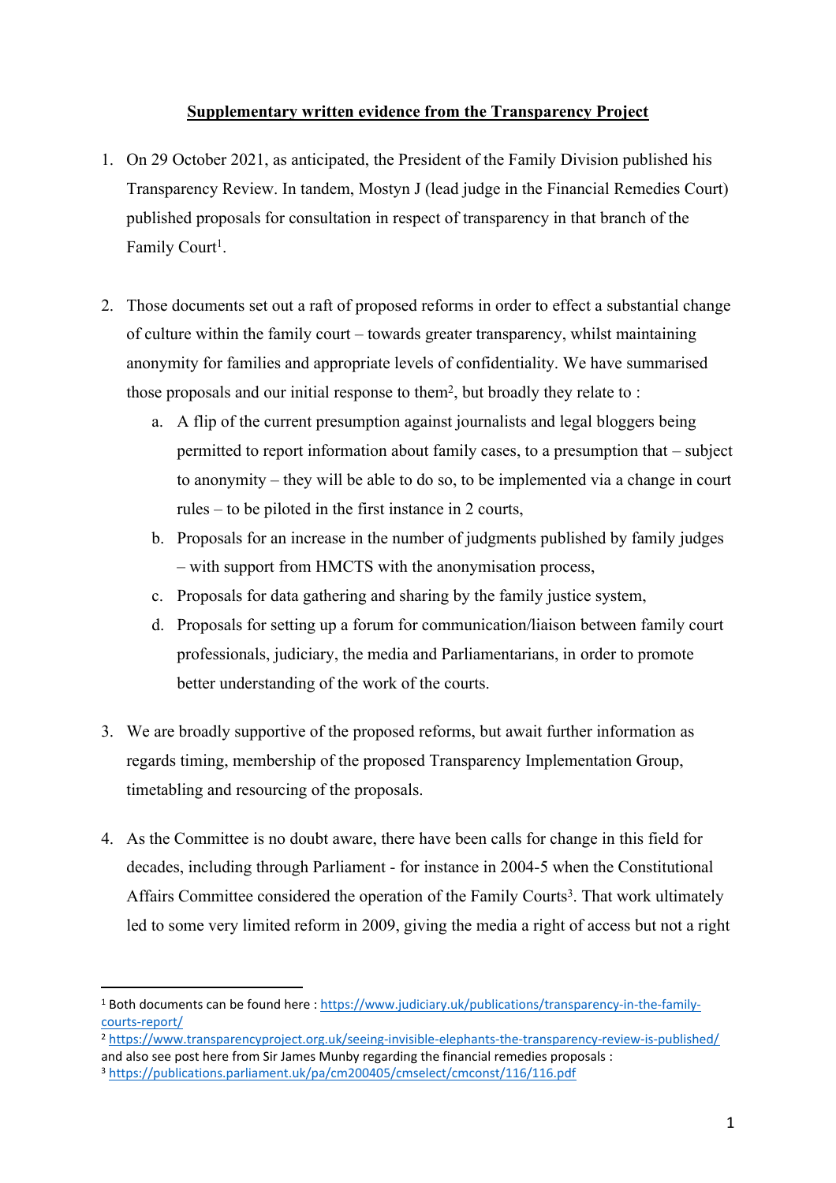**Supplementary written evidence from the Transparency Project**

1. On 29 October 2021, as anticipated, the President of the Family Division published his Transparency Review. In tandem, Mostyn J (lead judge in the Financial Remedies Court) published proposals for consultation in respect of transparency in that branch of the Family Court[1].

2. Those documents set out a raft of proposed reforms in order to effect a substantial change of culture within the family court – towards greater transparency, whilst maintaining anonymity for families and appropriate levels of confidentiality. We have summarised those proposals and our initial response to them[2], but broadly they relate to :
   a. A flip of the current presumption against journalists and legal bloggers being permitted to report information about family cases, to a presumption that – subject to anonymity – they will be able to do so, to be implemented via a change in court rules – to be piloted in the first instance in 2 courts,
   b. Proposals for an increase in the number of judgments published by family judges – with support from HMCTS with the anonymisation process,
   c. Proposals for data gathering and sharing by the family justice system,
   d. Proposals for setting up a forum for communication/liaison between family court professionals, judiciary, the media and Parliamentarians, in order to promote better understanding of the work of the courts.

3. We are broadly supportive of the proposed reforms, but await further information as regards timing, membership of the proposed Transparency Implementation Group, timetabling and resourcing of the proposals.

4. As the Committee is no doubt aware, there have been calls for change in this field for decades, including through Parliament - for instance in 2004-5 when the Constitutional Affairs Committee considered the operation of the Family Courts[3]. That work ultimately led to some very limited reform in 2009, giving the media a right of access but not a right

---

[1] Both documents can be found here : https://www.judiciary.uk/publications/transparency-in-the-family-courts-report/

[2] https://www.transparencyproject.org.uk/seeing-invisible-elephants-the-transparency-review-is-published/ and also see post here from Sir James Munby regarding the financial remedies proposals :

[3] https://publications.parliament.uk/pa/cm200405/cmselect/cmconst/116/116.pdf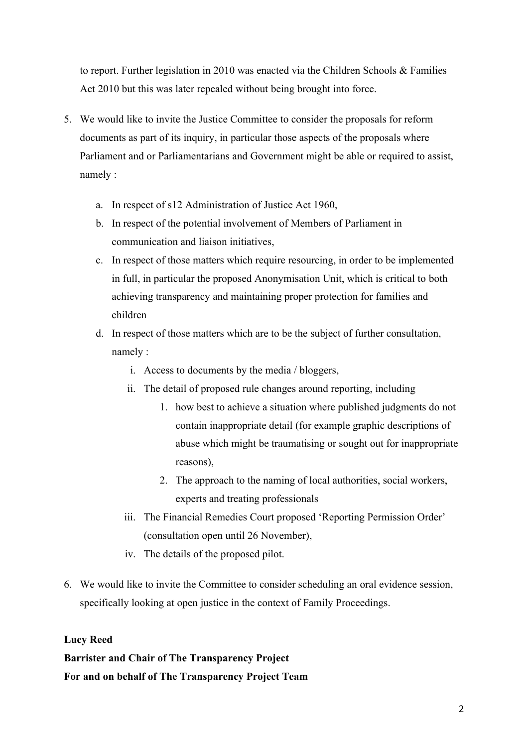to report. Further legislation in 2010 was enacted via the Children Schools & Families Act 2010 but this was later repealed without being brought into force.

5. We would like to invite the Justice Committee to consider the proposals for reform documents as part of its inquiry, in particular those aspects of the proposals where Parliament and or Parliamentarians and Government might be able or required to assist, namely :

   a. In respect of s12 Administration of Justice Act 1960,
   b. In respect of the potential involvement of Members of Parliament in communication and liaison initiatives,
   c. In respect of those matters which require resourcing, in order to be implemented in full, in particular the proposed Anonymisation Unit, which is critical to both achieving transparency and maintaining proper protection for families and children
   d. In respect of those matters which are to be the subject of further consultation, namely :
      i. Access to documents by the media / bloggers,
      ii. The detail of proposed rule changes around reporting, including
         1. how best to achieve a situation where published judgments do not contain inappropriate detail (for example graphic descriptions of abuse which might be traumatising or sought out for inappropriate reasons),
         2. The approach to the naming of local authorities, social workers, experts and treating professionals
      iii. The Financial Remedies Court proposed 'Reporting Permission Order' (consultation open until 26 November),
      iv. The details of the proposed pilot.

6. We would like to invite the Committee to consider scheduling an oral evidence session, specifically looking at open justice in the context of Family Proceedings.

**Lucy Reed**
**Barrister and Chair of The Transparency Project**
**For and on behalf of The Transparency Project Team**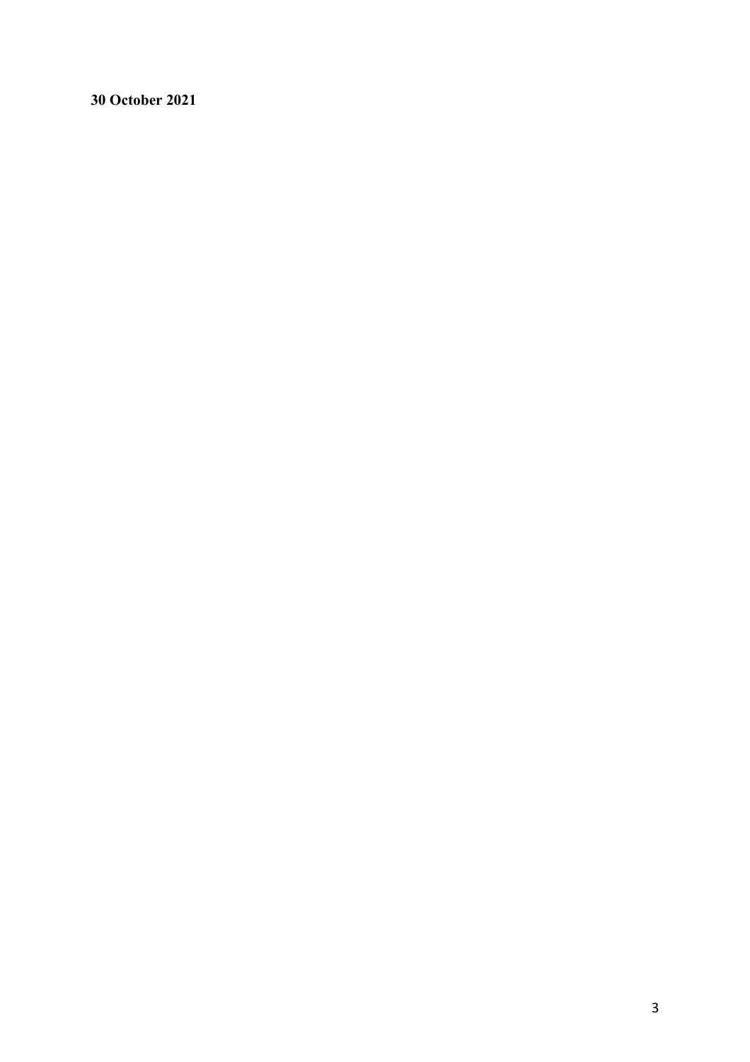**30 October 2021**